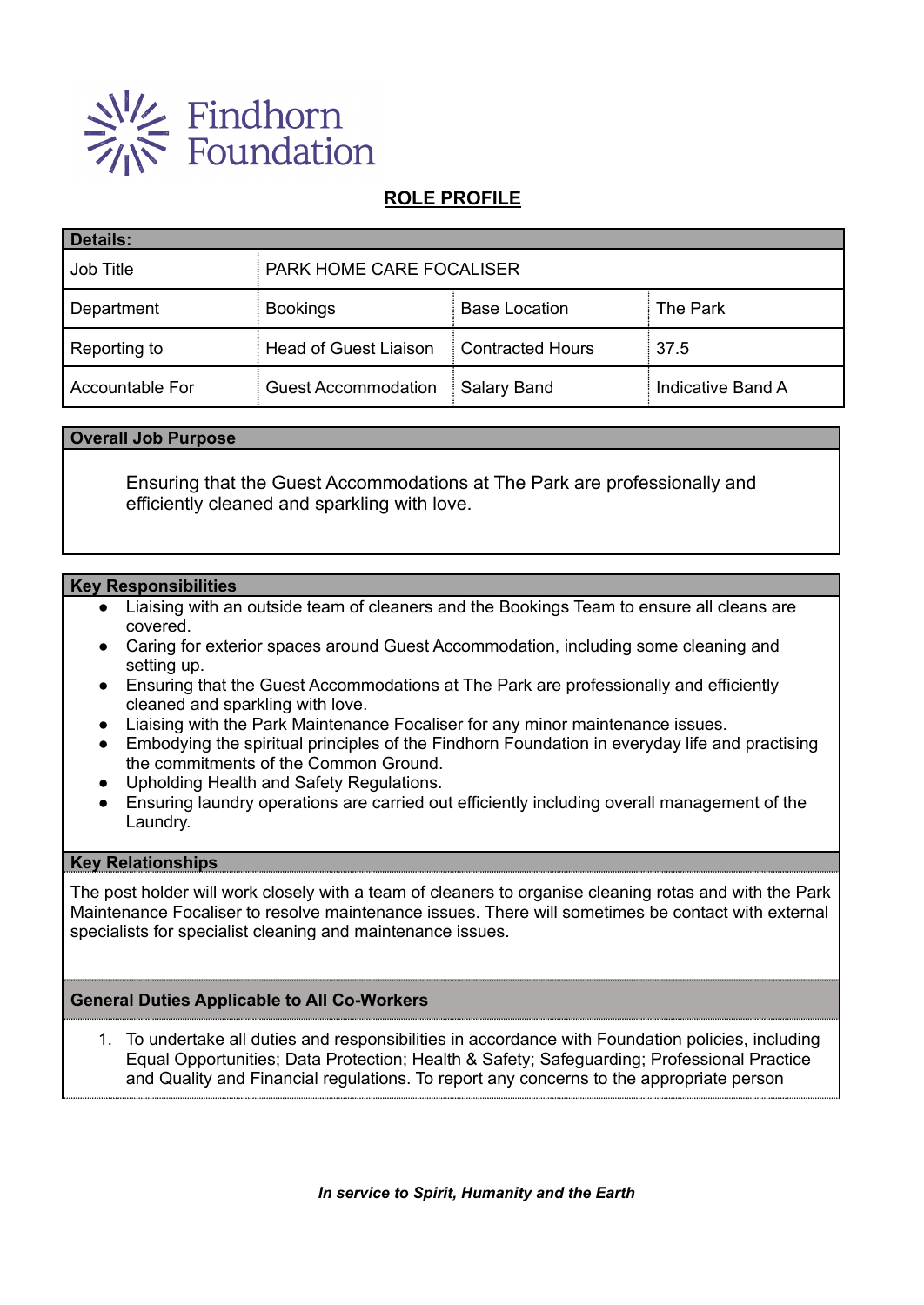Findhorn Foundation

# ROLE PROFILE

| Details: | | | |
|---|---|---|---|
| Job Title | PARK HOME CARE FOCALISER | | |
| Department | Bookings | Base Location | The Park |
| Reporting to | Head of Guest Liaison | Contracted Hours | 37.5 |
| Accountable For | Guest Accommodation | Salary Band | Indicative Band A |

## Overall Job Purpose

Ensuring that the Guest Accommodations at The Park are professionally and efficiently cleaned and sparkling with love.

## Key Responsibilities

- Liaising with an outside team of cleaners and the Bookings Team to ensure all cleans are covered.
- Caring for exterior spaces around Guest Accommodation, including some cleaning and setting up.
- Ensuring that the Guest Accommodations at The Park are professionally and efficiently cleaned and sparkling with love.
- Liaising with the Park Maintenance Focaliser for any minor maintenance issues.
- Embodying the spiritual principles of the Findhorn Foundation in everyday life and practising the commitments of the Common Ground.
- Upholding Health and Safety Regulations.
- Ensuring laundry operations are carried out efficiently including overall management of the Laundry.

## Key Relationships

The post holder will work closely with a team of cleaners to organise cleaning rotas and with the Park Maintenance Focaliser to resolve maintenance issues. There will sometimes be contact with external specialists for specialist cleaning and maintenance issues.

## General Duties Applicable to All Co-Workers

1. To undertake all duties and responsibilities in accordance with Foundation policies, including Equal Opportunities; Data Protection; Health & Safety; Safeguarding; Professional Practice and Quality and Financial regulations. To report any concerns to the appropriate person

***In service to Spirit, Humanity and the Earth***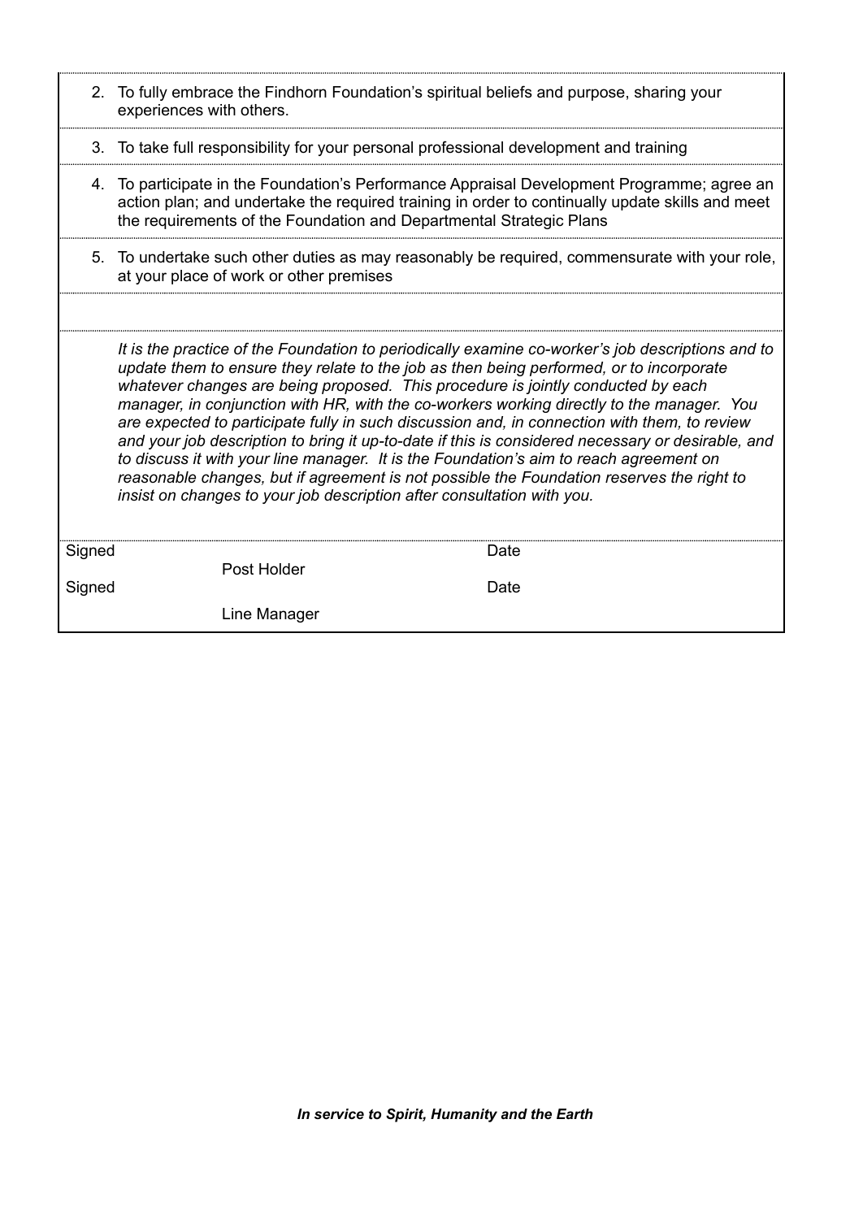2. To fully embrace the Findhorn Foundation's spiritual beliefs and purpose, sharing your experiences with others.
3. To take full responsibility for your personal professional development and training
4. To participate in the Foundation's Performance Appraisal Development Programme; agree an action plan; and undertake the required training in order to continually update skills and meet the requirements of the Foundation and Departmental Strategic Plans
5. To undertake such other duties as may reasonably be required, commensurate with your role, at your place of work or other premises

*It is the practice of the Foundation to periodically examine co-worker's job descriptions and to update them to ensure they relate to the job as then being performed, or to incorporate whatever changes are being proposed. This procedure is jointly conducted by each manager, in conjunction with HR, with the co-workers working directly to the manager. You are expected to participate fully in such discussion and, in connection with them, to review and your job description to bring it up-to-date if this is considered necessary or desirable, and to discuss it with your line manager. It is the Foundation's aim to reach agreement on reasonable changes, but if agreement is not possible the Foundation reserves the right to insist on changes to your job description after consultation with you.*

| Signed | | Date |
|---|---|---|
| | Post Holder | |
| Signed | | Date |
| | Line Manager | |

***In service to Spirit, Humanity and the Earth***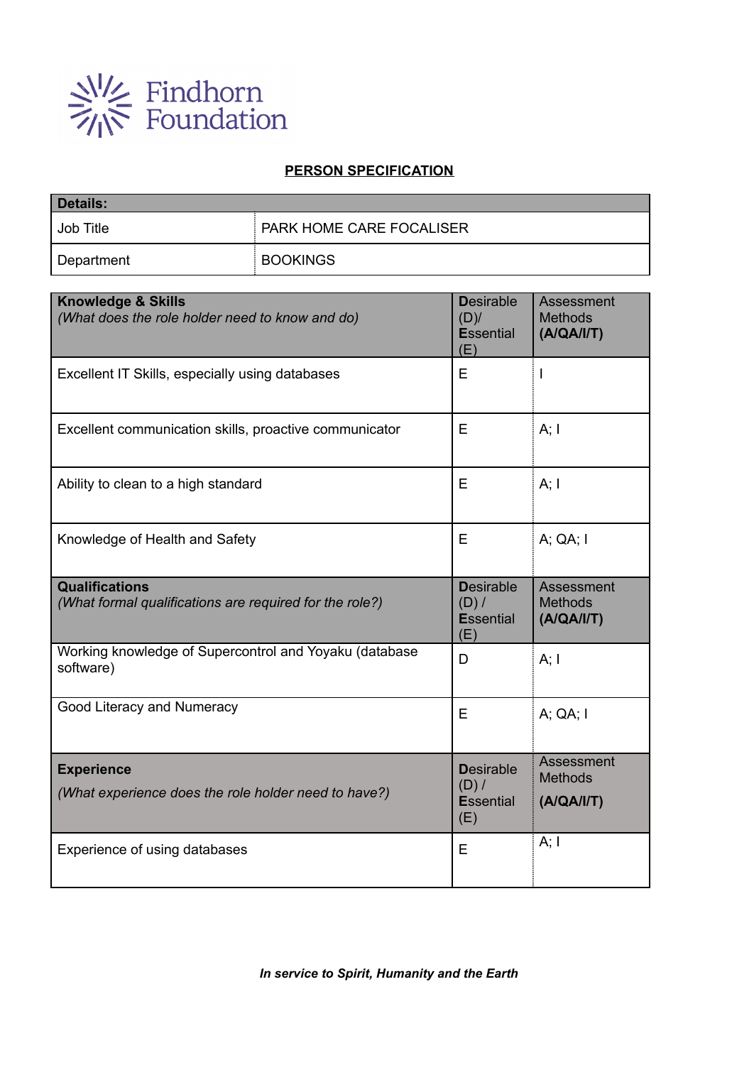Findhorn Foundation

## PERSON SPECIFICATION

| **Details:** | |
|---|---|
| Job Title | PARK HOME CARE FOCALISER |
| Department | BOOKINGS |

| **Knowledge & Skills** *(What does the role holder need to know and do)* | **D**esirable (D)/ **E**ssential (E) | Assessment Methods **(A/QA/I/T)** |
|---|---|---|
| Excellent IT Skills, especially using databases | E | I |
| Excellent communication skills, proactive communicator | E | A; I |
| Ability to clean to a high standard | E | A; I |
| Knowledge of Health and Safety | E | A; QA; I |
| **Qualifications** *(What formal qualifications are required for the role?)* | **D**esirable (D) / **E**ssential (E) | Assessment Methods **(A/QA/I/T)** |
| Working knowledge of Supercontrol and Yoyaku (database software) | D | A; I |
| Good Literacy and Numeracy | E | A; QA; I |
| **Experience** *(What experience does the role holder need to have?)* | **D**esirable (D) / **E**ssential (E) | Assessment Methods **(A/QA/I/T)** |
| Experience of using databases | E | A; I |

***In service to Spirit, Humanity and the Earth***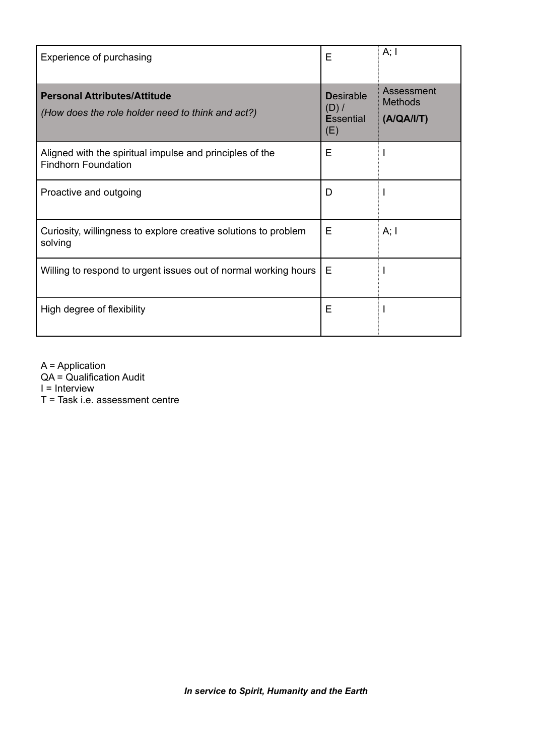| | | |
|---|---|---|
| Experience of purchasing | E | A; I |
| **Personal Attributes/Attitude**<br>*(How does the role holder need to think and act?)* | **D**esirable (D) / **E**ssential (E) | Assessment Methods **(A/QA/I/T)** |
| Aligned with the spiritual impulse and principles of the Findhorn Foundation | E | I |
| Proactive and outgoing | D | I |
| Curiosity, willingness to explore creative solutions to problem solving | E | A; I |
| Willing to respond to urgent issues out of normal working hours | E | I |
| High degree of flexibility | E | I |

A = Application
QA = Qualification Audit
I = Interview
T = Task i.e. assessment centre

***In service to Spirit, Humanity and the Earth***